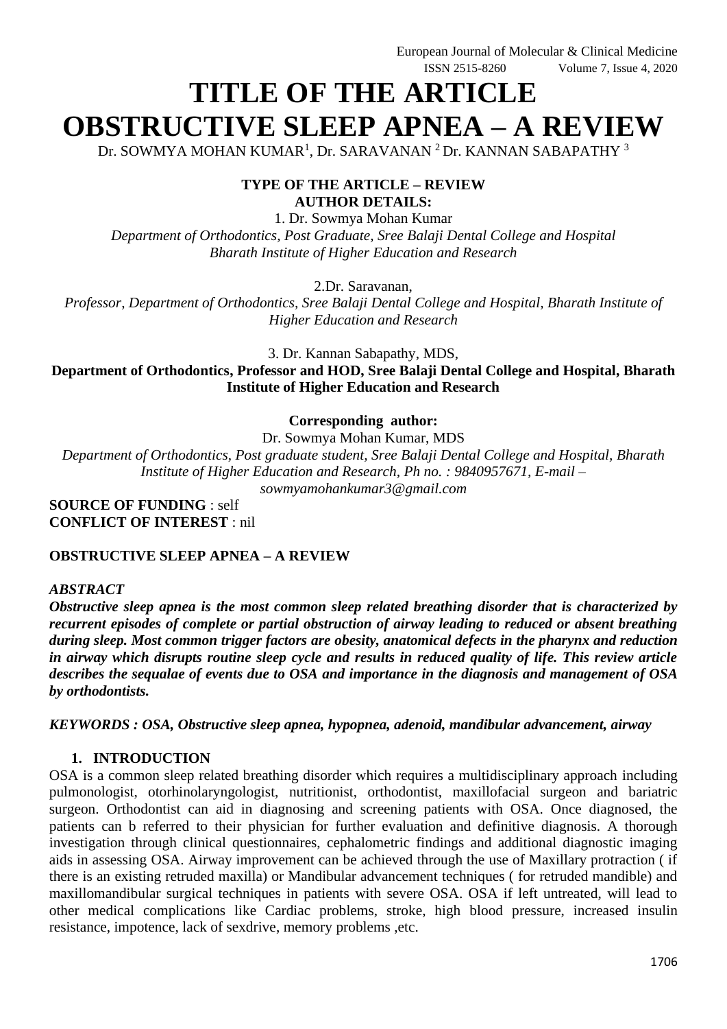# TITLE OF THE ARTICLE
# OBSTRUCTIVE SLEEP APNEA – A REVIEW

Dr. SOWMYA MOHAN KUMAR[1], Dr. SARAVANAN [2] Dr. KANNAN SABAPATHY [3]

**TYPE OF THE ARTICLE – REVIEW**
**AUTHOR DETAILS:**

1. Dr. Sowmya Mohan Kumar
*Department of Orthodontics, Post Graduate, Sree Balaji Dental College and Hospital Bharath Institute of Higher Education and Research*

2.Dr. Saravanan,
*Professor, Department of Orthodontics, Sree Balaji Dental College and Hospital, Bharath Institute of Higher Education and Research*

3. Dr. Kannan Sabapathy, MDS,
**Department of Orthodontics, Professor and HOD, Sree Balaji Dental College and Hospital, Bharath Institute of Higher Education and Research**

**Corresponding author:**
Dr. Sowmya Mohan Kumar, MDS
*Department of Orthodontics, Post graduate student, Sree Balaji Dental College and Hospital, Bharath Institute of Higher Education and Research, Ph no. : 9840957671, E-mail – sowmyamohankumar3@gmail.com*

**SOURCE OF FUNDING** : self
**CONFLICT OF INTEREST** : nil

**OBSTRUCTIVE SLEEP APNEA – A REVIEW**

***ABSTRACT***

***Obstructive sleep apnea is the most common sleep related breathing disorder that is characterized by recurrent episodes of complete or partial obstruction of airway leading to reduced or absent breathing during sleep. Most common trigger factors are obesity, anatomical defects in the pharynx and reduction in airway which disrupts routine sleep cycle and results in reduced quality of life. This review article describes the sequalae of events due to OSA and importance in the diagnosis and management of OSA by orthodontists.***

***KEYWORDS : OSA, Obstructive sleep apnea, hypopnea, adenoid, mandibular advancement, airway***

## 1. INTRODUCTION

OSA is a common sleep related breathing disorder which requires a multidisciplinary approach including pulmonologist, otorhinolaryngologist, nutritionist, orthodontist, maxillofacial surgeon and bariatric surgeon. Orthodontist can aid in diagnosing and screening patients with OSA. Once diagnosed, the patients can b referred to their physician for further evaluation and definitive diagnosis. A thorough investigation through clinical questionnaires, cephalometric findings and additional diagnostic imaging aids in assessing OSA. Airway improvement can be achieved through the use of Maxillary protraction ( if there is an existing retruded maxilla) or Mandibular advancement techniques ( for retruded mandible) and maxillomandibular surgical techniques in patients with severe OSA. OSA if left untreated, will lead to other medical complications like Cardiac problems, stroke, high blood pressure, increased insulin resistance, impotence, lack of sexdrive, memory problems ,etc.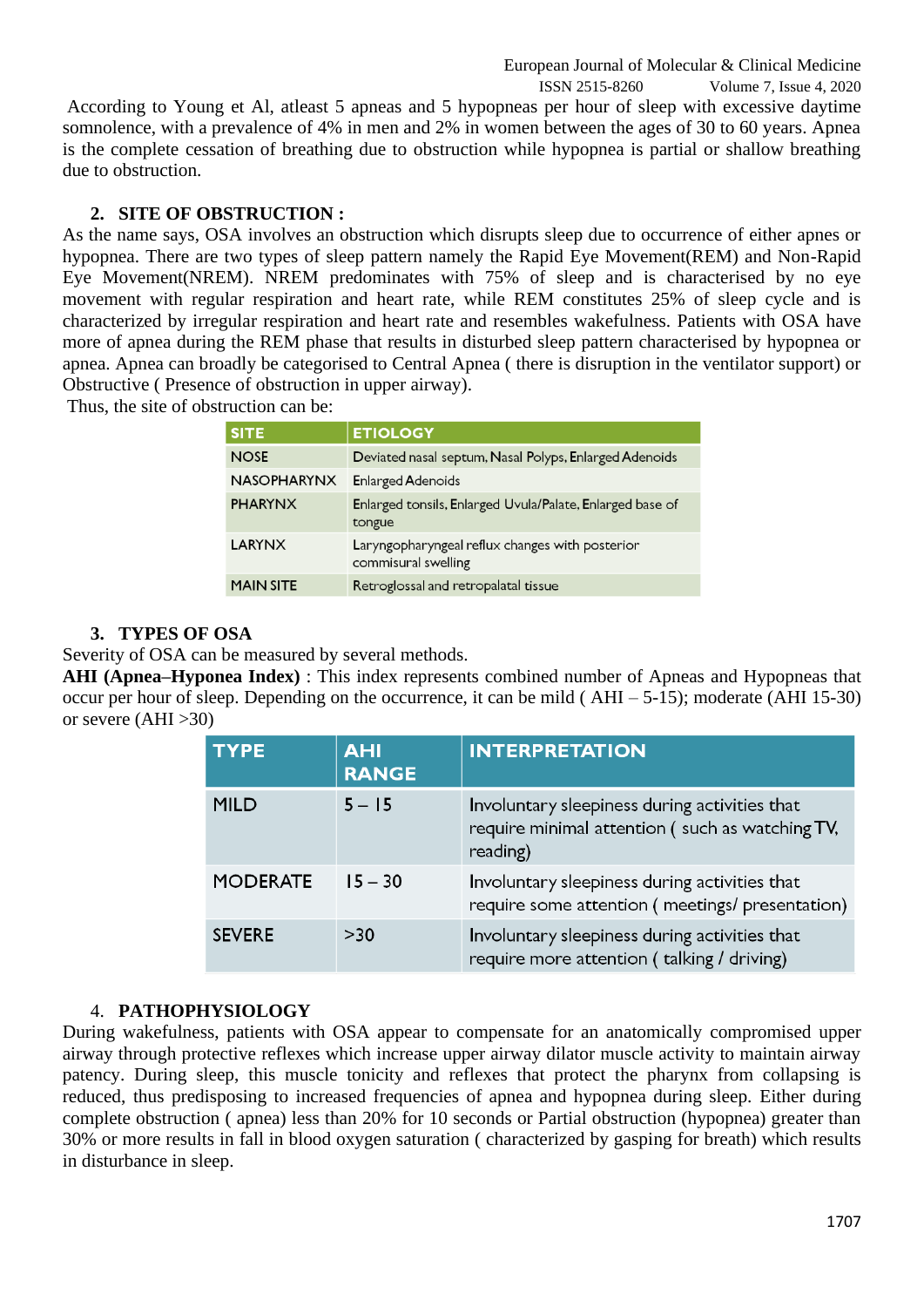According to Young et Al, atleast 5 apneas and 5 hypopneas per hour of sleep with excessive daytime somnolence, with a prevalence of 4% in men and 2% in women between the ages of 30 to 60 years. Apnea is the complete cessation of breathing due to obstruction while hypopnea is partial or shallow breathing due to obstruction.

## 2. SITE OF OBSTRUCTION :

As the name says, OSA involves an obstruction which disrupts sleep due to occurrence of either apnes or hypopnea. There are two types of sleep pattern namely the Rapid Eye Movement(REM) and Non-Rapid Eye Movement(NREM). NREM predominates with 75% of sleep and is characterised by no eye movement with regular respiration and heart rate, while REM constitutes 25% of sleep cycle and is characterized by irregular respiration and heart rate and resembles wakefulness. Patients with OSA have more of apnea during the REM phase that results in disturbed sleep pattern characterised by hypopnea or apnea. Apnea can broadly be categorised to Central Apnea ( there is disruption in the ventilator support) or Obstructive ( Presence of obstruction in upper airway).

Thus, the site of obstruction can be:

| SITE | ETIOLOGY |
| --- | --- |
| NOSE | Deviated nasal septum, Nasal Polyps, Enlarged Adenoids |
| NASOPHARYNX | Enlarged Adenoids |
| PHARYNX | Enlarged tonsils, Enlarged Uvula/Palate, Enlarged base of tongue |
| LARYNX | Laryngopharyngeal reflux changes with posterior commisural swelling |
| MAIN SITE | Retroglossal and retropalatal tissue |

## 3. TYPES OF OSA

Severity of OSA can be measured by several methods.

**AHI (Apnea–Hyponea Index)** : This index represents combined number of Apneas and Hypopneas that occur per hour of sleep. Depending on the occurrence, it can be mild ( AHI – 5-15); moderate (AHI 15-30) or severe (AHI >30)

| TYPE | AHI RANGE | INTERPRETATION |
| --- | --- | --- |
| MILD | 5 – 15 | Involuntary sleepiness during activities that require minimal attention ( such as watching TV, reading) |
| MODERATE | 15 – 30 | Involuntary sleepiness during activities that require some attention ( meetings/ presentation) |
| SEVERE | >30 | Involuntary sleepiness during activities that require more attention ( talking / driving) |

## 4. PATHOPHYSIOLOGY

During wakefulness, patients with OSA appear to compensate for an anatomically compromised upper airway through protective reflexes which increase upper airway dilator muscle activity to maintain airway patency. During sleep, this muscle tonicity and reflexes that protect the pharynx from collapsing is reduced, thus predisposing to increased frequencies of apnea and hypopnea during sleep. Either during complete obstruction ( apnea) less than 20% for 10 seconds or Partial obstruction (hypopnea) greater than 30% or more results in fall in blood oxygen saturation ( characterized by gasping for breath) which results in disturbance in sleep.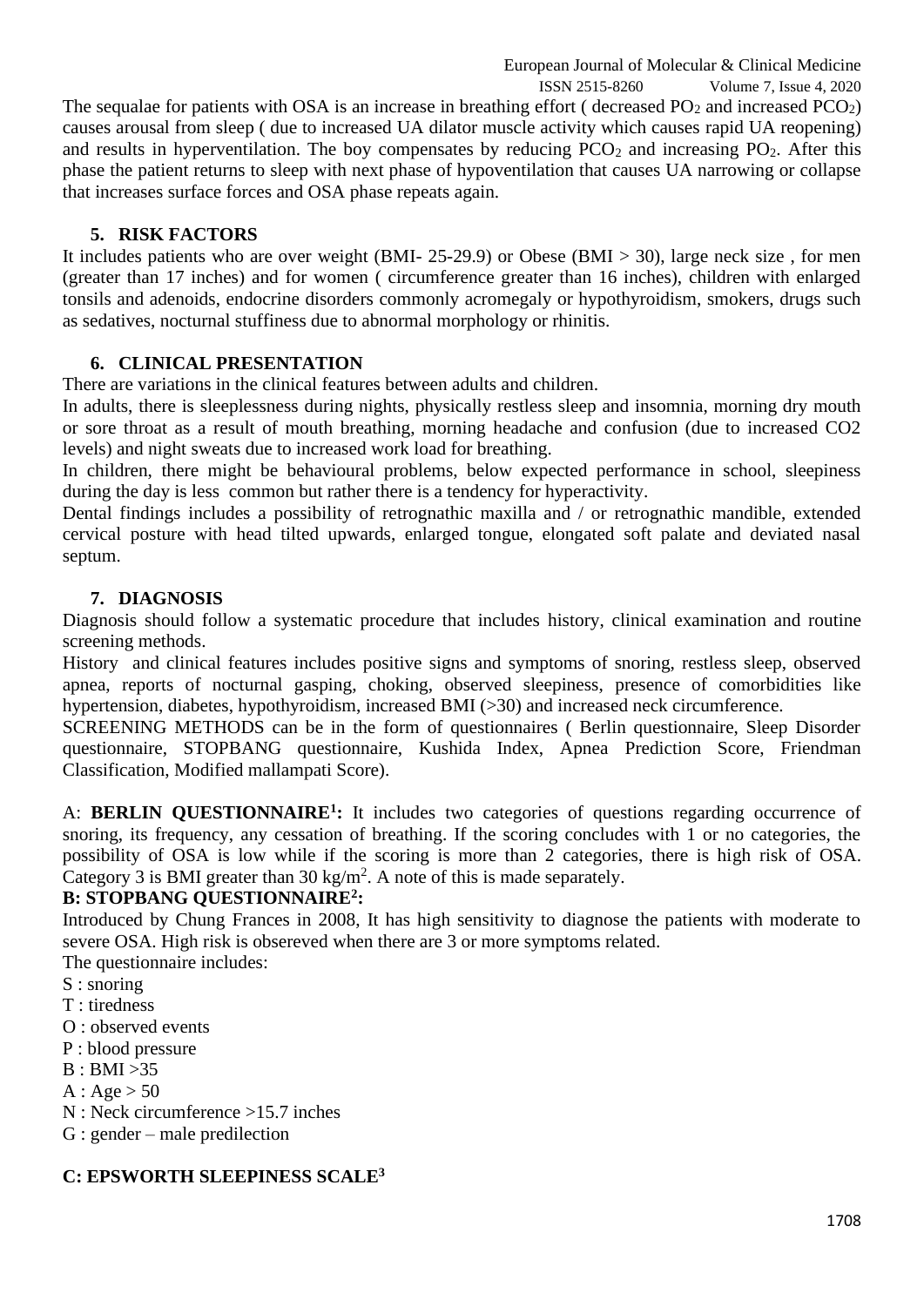The sequalae for patients with OSA is an increase in breathing effort ( decreased $PO_2$ and increased $PCO_2$) causes arousal from sleep ( due to increased UA dilator muscle activity which causes rapid UA reopening) and results in hyperventilation. The boy compensates by reducing $PCO_2$ and increasing $PO_2$. After this phase the patient returns to sleep with next phase of hypoventilation that causes UA narrowing or collapse that increases surface forces and OSA phase repeats again.

## 5. RISK FACTORS

It includes patients who are over weight (BMI- 25-29.9) or Obese (BMI > 30), large neck size , for men (greater than 17 inches) and for women ( circumference greater than 16 inches), children with enlarged tonsils and adenoids, endocrine disorders commonly acromegaly or hypothyroidism, smokers, drugs such as sedatives, nocturnal stuffiness due to abnormal morphology or rhinitis.

## 6. CLINICAL PRESENTATION

There are variations in the clinical features between adults and children.

In adults, there is sleeplessness during nights, physically restless sleep and insomnia, morning dry mouth or sore throat as a result of mouth breathing, morning headache and confusion (due to increased CO2 levels) and night sweats due to increased work load for breathing.

In children, there might be behavioural problems, below expected performance in school, sleepiness during the day is less common but rather there is a tendency for hyperactivity.

Dental findings includes a possibility of retrognathic maxilla and / or retrognathic mandible, extended cervical posture with head tilted upwards, enlarged tongue, elongated soft palate and deviated nasal septum.

## 7. DIAGNOSIS

Diagnosis should follow a systematic procedure that includes history, clinical examination and routine screening methods.

History and clinical features includes positive signs and symptoms of snoring, restless sleep, observed apnea, reports of nocturnal gasping, choking, observed sleepiness, presence of comorbidities like hypertension, diabetes, hypothyroidism, increased BMI (>30) and increased neck circumference.

SCREENING METHODS can be in the form of questionnaires ( Berlin questionnaire, Sleep Disorder questionnaire, STOPBANG questionnaire, Kushida Index, Apnea Prediction Score, Friendman Classification, Modified mallampati Score).

A: **BERLIN QUESTIONNAIRE[1]:** It includes two categories of questions regarding occurrence of snoring, its frequency, any cessation of breathing. If the scoring concludes with 1 or no categories, the possibility of OSA is low while if the scoring is more than 2 categories, there is high risk of OSA. Category 3 is BMI greater than 30 kg/m$^2$. A note of this is made separately.

**B: STOPBANG QUESTIONNAIRE[2]:**

Introduced by Chung Frances in 2008, It has high sensitivity to diagnose the patients with moderate to severe OSA. High risk is obsereved when there are 3 or more symptoms related.

The questionnaire includes:

S : snoring
T : tiredness
O : observed events
P : blood pressure
B : BMI >35
A : Age > 50
N : Neck circumference >15.7 inches
G : gender – male predilection

**C: EPSWORTH SLEEPINESS SCALE[3]**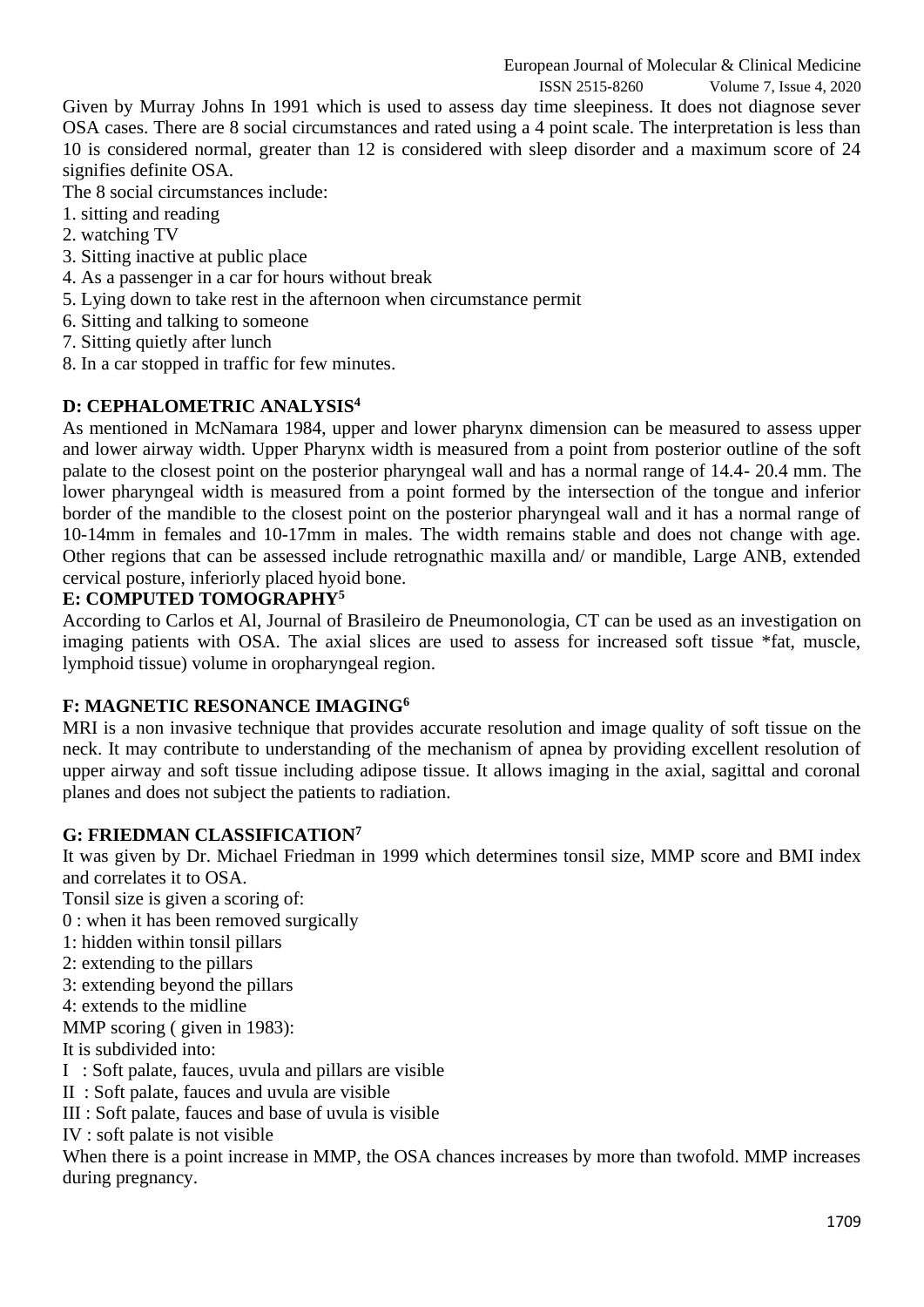Given by Murray Johns In 1991 which is used to assess day time sleepiness. It does not diagnose sever OSA cases. There are 8 social circumstances and rated using a 4 point scale. The interpretation is less than 10 is considered normal, greater than 12 is considered with sleep disorder and a maximum score of 24 signifies definite OSA.

The 8 social circumstances include:

1. sitting and reading
2. watching TV
3. Sitting inactive at public place
4. As a passenger in a car for hours without break
5. Lying down to take rest in the afternoon when circumstance permit
6. Sitting and talking to someone
7. Sitting quietly after lunch
8. In a car stopped in traffic for few minutes.

**D: CEPHALOMETRIC ANALYSIS[4]**

As mentioned in McNamara 1984, upper and lower pharynx dimension can be measured to assess upper and lower airway width. Upper Pharynx width is measured from a point from posterior outline of the soft palate to the closest point on the posterior pharyngeal wall and has a normal range of 14.4- 20.4 mm. The lower pharyngeal width is measured from a point formed by the intersection of the tongue and inferior border of the mandible to the closest point on the posterior pharyngeal wall and it has a normal range of 10-14mm in females and 10-17mm in males. The width remains stable and does not change with age. Other regions that can be assessed include retrognathic maxilla and/ or mandible, Large ANB, extended cervical posture, inferiorly placed hyoid bone.

**E: COMPUTED TOMOGRAPHY[5]**

According to Carlos et Al, Journal of Brasileiro de Pneumonologia, CT can be used as an investigation on imaging patients with OSA. The axial slices are used to assess for increased soft tissue *fat, muscle, lymphoid tissue) volume in oropharyngeal region.

**F: MAGNETIC RESONANCE IMAGING[6]**

MRI is a non invasive technique that provides accurate resolution and image quality of soft tissue on the neck. It may contribute to understanding of the mechanism of apnea by providing excellent resolution of upper airway and soft tissue including adipose tissue. It allows imaging in the axial, sagittal and coronal planes and does not subject the patients to radiation.

**G: FRIEDMAN CLASSIFICATION[7]**

It was given by Dr. Michael Friedman in 1999 which determines tonsil size, MMP score and BMI index and correlates it to OSA.

Tonsil size is given a scoring of:

0 : when it has been removed surgically
1: hidden within tonsil pillars
2: extending to the pillars
3: extending beyond the pillars
4: extends to the midline

MMP scoring ( given in 1983):

It is subdivided into:

I : Soft palate, fauces, uvula and pillars are visible
II : Soft palate, fauces and uvula are visible
III : Soft palate, fauces and base of uvula is visible
IV : soft palate is not visible

When there is a point increase in MMP, the OSA chances increases by more than twofold. MMP increases during pregnancy.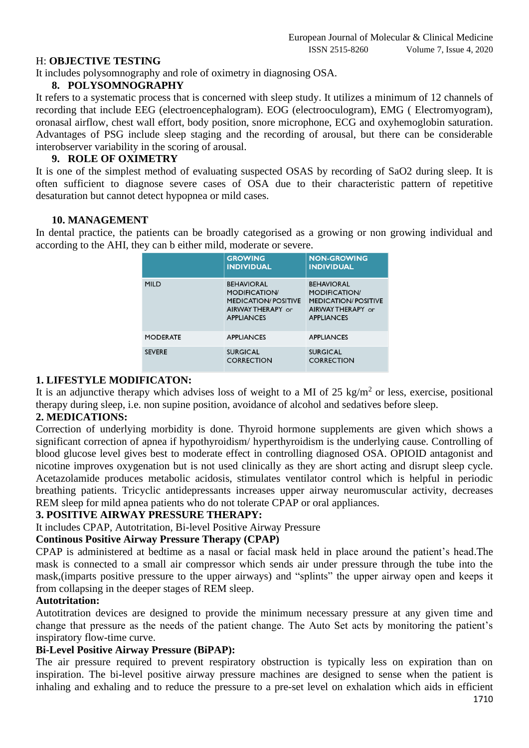H: **OBJECTIVE TESTING**

It includes polysomnography and role of oximetry in diagnosing OSA.

### 8. POLYSOMNOGRAPHY

It refers to a systematic process that is concerned with sleep study. It utilizes a minimum of 12 channels of recording that include EEG (electroencephalogram). EOG (electrooculogram), EMG ( Electromyogram), oronasal airflow, chest wall effort, body position, snore microphone, ECG and oxyhemoglobin saturation. Advantages of PSG include sleep staging and the recording of arousal, but there can be considerable interobserver variability in the scoring of arousal.

### 9. ROLE OF OXIMETRY

It is one of the simplest method of evaluating suspected OSAS by recording of SaO2 during sleep. It is often sufficient to diagnose severe cases of OSA due to their characteristic pattern of repetitive desaturation but cannot detect hypopnea or mild cases.

### 10. MANAGEMENT

In dental practice, the patients can be broadly categorised as a growing or non growing individual and according to the AHI, they can b either mild, moderate or severe.

| | GROWING INDIVIDUAL | NON-GROWING INDIVIDUAL |
|---|---|---|
| MILD | BEHAVIORAL MODIFICATION/ MEDICATION/ POSITIVE AIRWAY THERAPY or APPLIANCES | BEHAVIORAL MODIFICATION/ MEDICATION/ POSITIVE AIRWAY THERAPY or APPLIANCES |
| MODERATE | APPLIANCES | APPLIANCES |
| SEVERE | SURGICAL CORRECTION | SURGICAL CORRECTION |

**1. LIFESTYLE MODIFICATON:**

It is an adjunctive therapy which advises loss of weight to a MI of 25 $kg/m^2$ or less, exercise, positional therapy during sleep, i.e. non supine position, avoidance of alcohol and sedatives before sleep.

**2. MEDICATIONS:**

Correction of underlying morbidity is done. Thyroid hormone supplements are given which shows a significant correction of apnea if hypothyroidism/ hyperthyroidism is the underlying cause. Controlling of blood glucose level gives best to moderate effect in controlling diagnosed OSA. OPIOID antagonist and nicotine improves oxygenation but is not used clinically as they are short acting and disrupt sleep cycle. Acetazolamide produces metabolic acidosis, stimulates ventilator control which is helpful in periodic breathing patients. Tricyclic antidepressants increases upper airway neuromuscular activity, decreases REM sleep for mild apnea patients who do not tolerate CPAP or oral appliances.

**3. POSITIVE AIRWAY PRESSURE THERAPY:**

It includes CPAP, Autotritation, Bi-level Positive Airway Pressure

**Continous Positive Airway Pressure Therapy (CPAP)**

CPAP is administered at bedtime as a nasal or facial mask held in place around the patient's head.The mask is connected to a small air compressor which sends air under pressure through the tube into the mask,(imparts positive pressure to the upper airways) and "splints" the upper airway open and keeps it from collapsing in the deeper stages of REM sleep.

**Autotritation:**

Autotitration devices are designed to provide the minimum necessary pressure at any given time and change that pressure as the needs of the patient change. The Auto Set acts by monitoring the patient's inspiratory flow-time curve.

**Bi-Level Positive Airway Pressure (BiPAP):**

The air pressure required to prevent respiratory obstruction is typically less on expiration than on inspiration. The bi-level positive airway pressure machines are designed to sense when the patient is inhaling and exhaling and to reduce the pressure to a pre-set level on exhalation which aids in efficient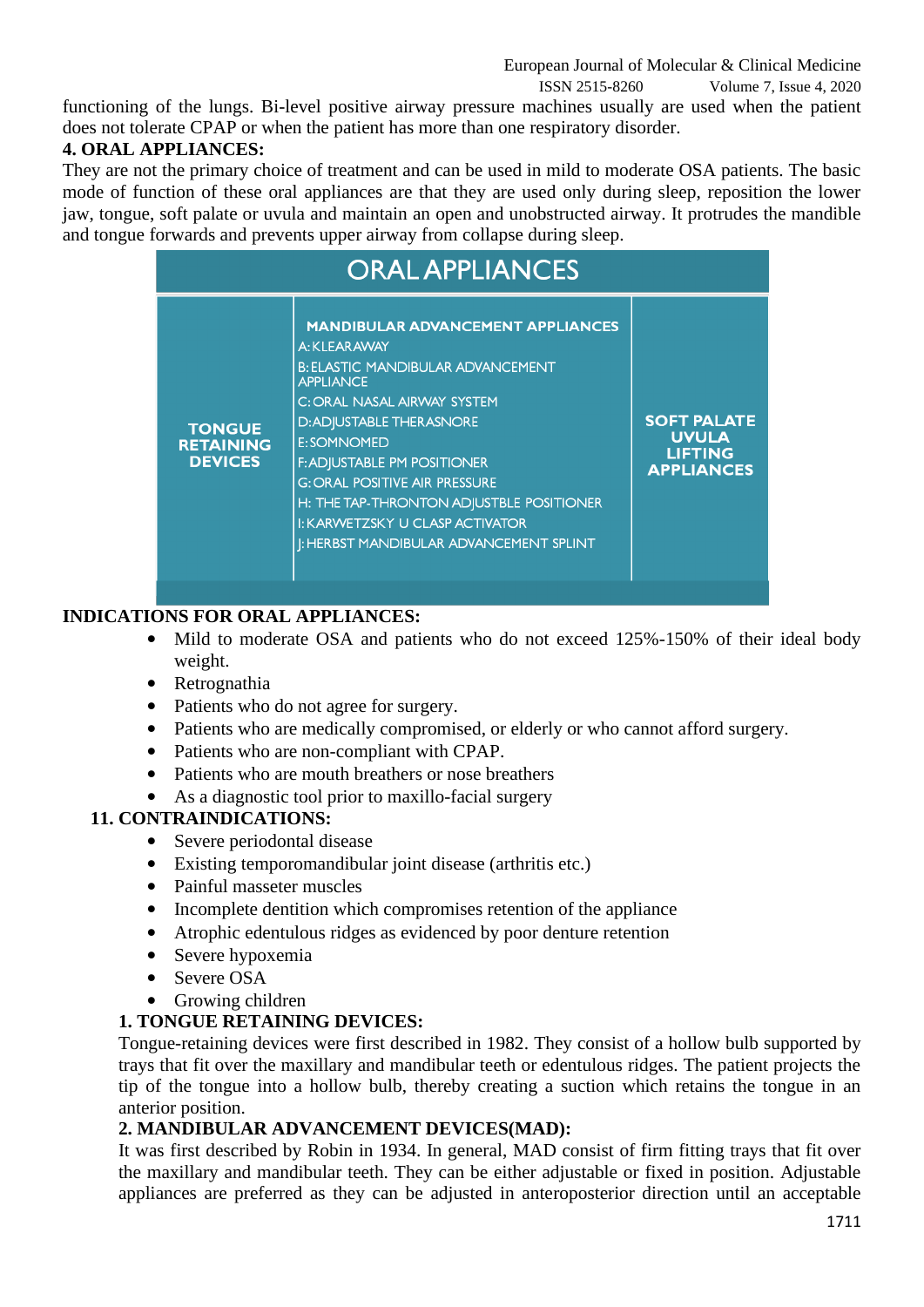functioning of the lungs. Bi-level positive airway pressure machines usually are used when the patient does not tolerate CPAP or when the patient has more than one respiratory disorder.

**4. ORAL APPLIANCES:**

They are not the primary choice of treatment and can be used in mild to moderate OSA patients. The basic mode of function of these oral appliances are that they are used only during sleep, reposition the lower jaw, tongue, soft palate or uvula and maintain an open and unobstructed airway. It protrudes the mandible and tongue forwards and prevents upper airway from collapse during sleep.

| ORAL APPLIANCES | | |
|---|---|---|
| TONGUE RETAINING DEVICES | MANDIBULAR ADVANCEMENT APPLIANCES<br>A: KLEARAWAY<br>B: ELASTIC MANDIBULAR ADVANCEMENT APPLIANCE<br>C: ORAL NASAL AIRWAY SYSTEM<br>D: ADJUSTABLE THERASNORE<br>E: SOMNOMED<br>F: ADJUSTABLE PM POSITIONER<br>G: ORAL POSITIVE AIR PRESSURE<br>H: THE TAP-THRONTON ADJUSTBLE POSITIONER<br>I: KARWETZSKY U CLASP ACTIVATOR<br>J: HERBST MANDIBULAR ADVANCEMENT SPLINT | SOFT PALATE UVULA LIFTING APPLIANCES |

**INDICATIONS FOR ORAL APPLIANCES:**

- Mild to moderate OSA and patients who do not exceed 125%-150% of their ideal body weight.
- Retrognathia
- Patients who do not agree for surgery.
- Patients who are medically compromised, or elderly or who cannot afford surgery.
- Patients who are non-compliant with CPAP.
- Patients who are mouth breathers or nose breathers
- As a diagnostic tool prior to maxillo-facial surgery

**11. CONTRAINDICATIONS:**

- Severe periodontal disease
- Existing temporomandibular joint disease (arthritis etc.)
- Painful masseter muscles
- Incomplete dentition which compromises retention of the appliance
- Atrophic edentulous ridges as evidenced by poor denture retention
- Severe hypoxemia
- Severe OSA
- Growing children

**1. TONGUE RETAINING DEVICES:**

Tongue-retaining devices were first described in 1982. They consist of a hollow bulb supported by trays that fit over the maxillary and mandibular teeth or edentulous ridges. The patient projects the tip of the tongue into a hollow bulb, thereby creating a suction which retains the tongue in an anterior position.

**2. MANDIBULAR ADVANCEMENT DEVICES(MAD):**

It was first described by Robin in 1934. In general, MAD consist of firm fitting trays that fit over the maxillary and mandibular teeth. They can be either adjustable or fixed in position. Adjustable appliances are preferred as they can be adjusted in anteroposterior direction until an acceptable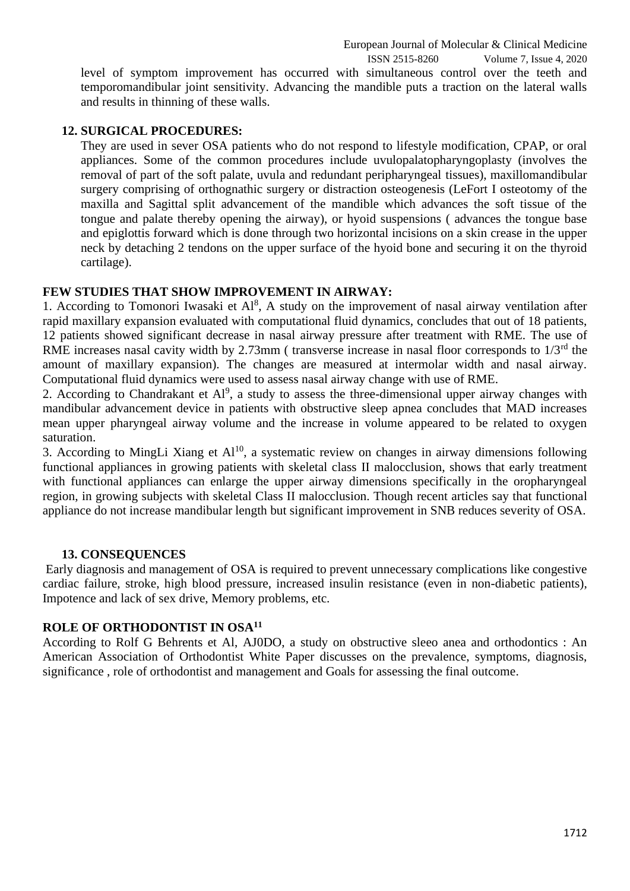level of symptom improvement has occurred with simultaneous control over the teeth and temporomandibular joint sensitivity. Advancing the mandible puts a traction on the lateral walls and results in thinning of these walls.

## 12. SURGICAL PROCEDURES:

They are used in sever OSA patients who do not respond to lifestyle modification, CPAP, or oral appliances. Some of the common procedures include uvulopalatopharyngoplasty (involves the removal of part of the soft palate, uvula and redundant peripharyngeal tissues), maxillomandibular surgery comprising of orthognathic surgery or distraction osteogenesis (LeFort I osteotomy of the maxilla and Sagittal split advancement of the mandible which advances the soft tissue of the tongue and palate thereby opening the airway), or hyoid suspensions ( advances the tongue base and epiglottis forward which is done through two horizontal incisions on a skin crease in the upper neck by detaching 2 tendons on the upper surface of the hyoid bone and securing it on the thyroid cartilage).

## FEW STUDIES THAT SHOW IMPROVEMENT IN AIRWAY:

1. According to Tomonori Iwasaki et Al[8], A study on the improvement of nasal airway ventilation after rapid maxillary expansion evaluated with computational fluid dynamics, concludes that out of 18 patients, 12 patients showed significant decrease in nasal airway pressure after treatment with RME. The use of RME increases nasal cavity width by 2.73mm ( transverse increase in nasal floor corresponds to 1/3rd the amount of maxillary expansion). The changes are measured at intermolar width and nasal airway. Computational fluid dynamics were used to assess nasal airway change with use of RME.
2. According to Chandrakant et Al[9], a study to assess the three-dimensional upper airway changes with mandibular advancement device in patients with obstructive sleep apnea concludes that MAD increases mean upper pharyngeal airway volume and the increase in volume appeared to be related to oxygen saturation.
3. According to MingLi Xiang et Al[10], a systematic review on changes in airway dimensions following functional appliances in growing patients with skeletal class II malocclusion, shows that early treatment with functional appliances can enlarge the upper airway dimensions specifically in the oropharyngeal region, in growing subjects with skeletal Class II malocclusion. Though recent articles say that functional appliance do not increase mandibular length but significant improvement in SNB reduces severity of OSA.

## 13. CONSEQUENCES

Early diagnosis and management of OSA is required to prevent unnecessary complications like congestive cardiac failure, stroke, high blood pressure, increased insulin resistance (even in non-diabetic patients), Impotence and lack of sex drive, Memory problems, etc.

## ROLE OF ORTHODONTIST IN OSA[11]

According to Rolf G Behrents et Al, AJ0DO, a study on obstructive sleeo anea and orthodontics : An American Association of Orthodontist White Paper discusses on the prevalence, symptoms, diagnosis, significance , role of orthodontist and management and Goals for assessing the final outcome.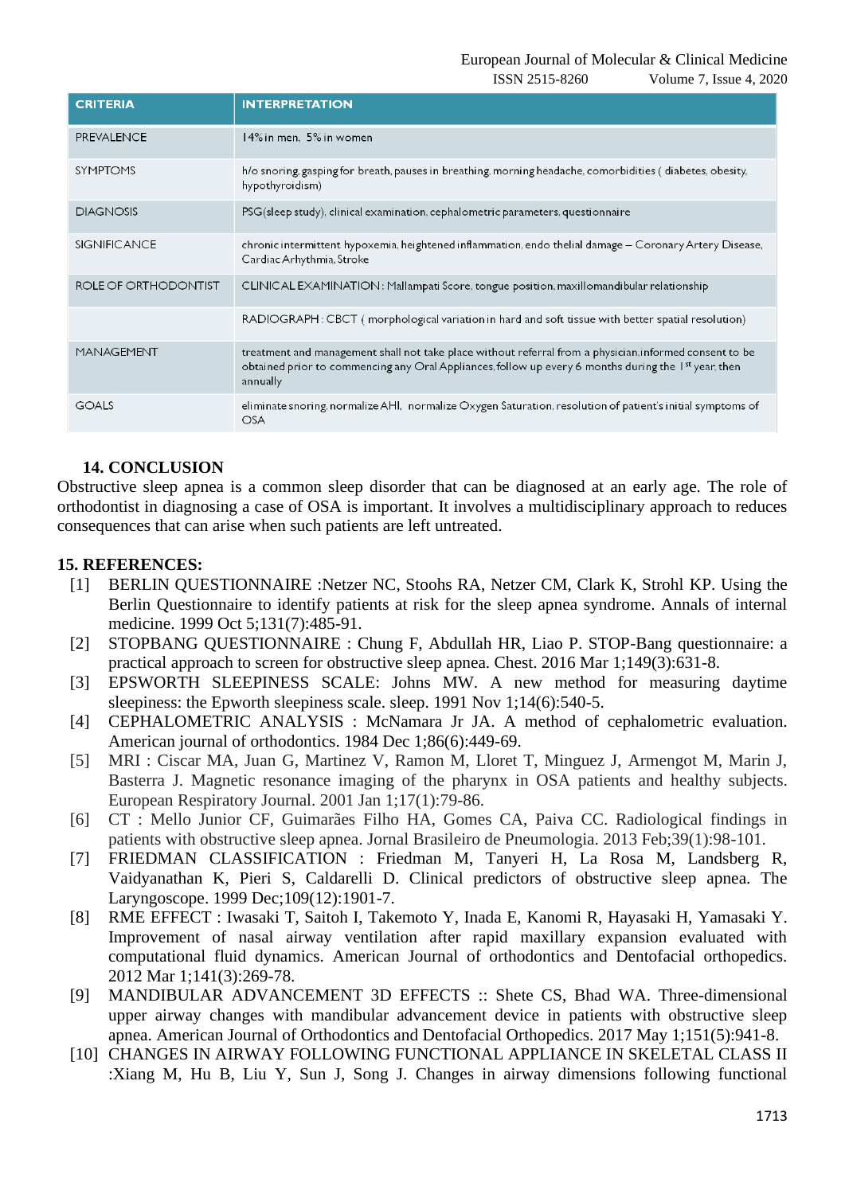| CRITERIA | INTERPRETATION |
| --- | --- |
| PREVALENCE | 14% in men, 5% in women |
| SYMPTOMS | h/o snoring, gasping for breath, pauses in breathing, morning headache, comorbidities ( diabetes, obesity, hypothyroidism) |
| DIAGNOSIS | PSG(sleep study), clinical examination, cephalometric parameters, questionnaire |
| SIGNIFICANCE | chronic intermittent hypoxemia, heightened inflammation, endo thelial damage – Coronary Artery Disease, Cardiac Arhythmia, Stroke |
| ROLE OF ORTHODONTIST | CLINICAL EXAMINATION : Mallampati Score, tongue position, maxillomandibular relationship |
| | RADIOGRAPH : CBCT ( morphological variation in hard and soft tissue with better spatial resolution) |
| MANAGEMENT | treatment and management shall not take place without referral from a physician,informed consent to be obtained prior to commencing any Oral Appliances,follow up every 6 months during the 1st year, then annually |
| GOALS | eliminate snoring, normalize AHI, normalize Oxygen Saturation, resolution of patient's initial symptoms of OSA |

## 14. CONCLUSION

Obstructive sleep apnea is a common sleep disorder that can be diagnosed at an early age. The role of orthodontist in diagnosing a case of OSA is important. It involves a multidisciplinary approach to reduces consequences that can arise when such patients are left untreated.

## 15. REFERENCES:

[1] BERLIN QUESTIONNAIRE :Netzer NC, Stoohs RA, Netzer CM, Clark K, Strohl KP. Using the Berlin Questionnaire to identify patients at risk for the sleep apnea syndrome. Annals of internal medicine. 1999 Oct 5;131(7):485-91.

[2] STOPBANG QUESTIONNAIRE : Chung F, Abdullah HR, Liao P. STOP-Bang questionnaire: a practical approach to screen for obstructive sleep apnea. Chest. 2016 Mar 1;149(3):631-8.

[3] EPSWORTH SLEEPINESS SCALE: Johns MW. A new method for measuring daytime sleepiness: the Epworth sleepiness scale. sleep. 1991 Nov 1;14(6):540-5.

[4] CEPHALOMETRIC ANALYSIS : McNamara Jr JA. A method of cephalometric evaluation. American journal of orthodontics. 1984 Dec 1;86(6):449-69.

[5] MRI : Ciscar MA, Juan G, Martinez V, Ramon M, Lloret T, Minguez J, Armengot M, Marin J, Basterra J. Magnetic resonance imaging of the pharynx in OSA patients and healthy subjects. European Respiratory Journal. 2001 Jan 1;17(1):79-86.

[6] CT : Mello Junior CF, Guimarães Filho HA, Gomes CA, Paiva CC. Radiological findings in patients with obstructive sleep apnea. Jornal Brasileiro de Pneumologia. 2013 Feb;39(1):98-101.

[7] FRIEDMAN CLASSIFICATION : Friedman M, Tanyeri H, La Rosa M, Landsberg R, Vaidyanathan K, Pieri S, Caldarelli D. Clinical predictors of obstructive sleep apnea. The Laryngoscope. 1999 Dec;109(12):1901-7.

[8] RME EFFECT : Iwasaki T, Saitoh I, Takemoto Y, Inada E, Kanomi R, Hayasaki H, Yamasaki Y. Improvement of nasal airway ventilation after rapid maxillary expansion evaluated with computational fluid dynamics. American Journal of orthodontics and Dentofacial orthopedics. 2012 Mar 1;141(3):269-78.

[9] MANDIBULAR ADVANCEMENT 3D EFFECTS :: Shete CS, Bhad WA. Three-dimensional upper airway changes with mandibular advancement device in patients with obstructive sleep apnea. American Journal of Orthodontics and Dentofacial Orthopedics. 2017 May 1;151(5):941-8.

[10] CHANGES IN AIRWAY FOLLOWING FUNCTIONAL APPLIANCE IN SKELETAL CLASS II :Xiang M, Hu B, Liu Y, Sun J, Song J. Changes in airway dimensions following functional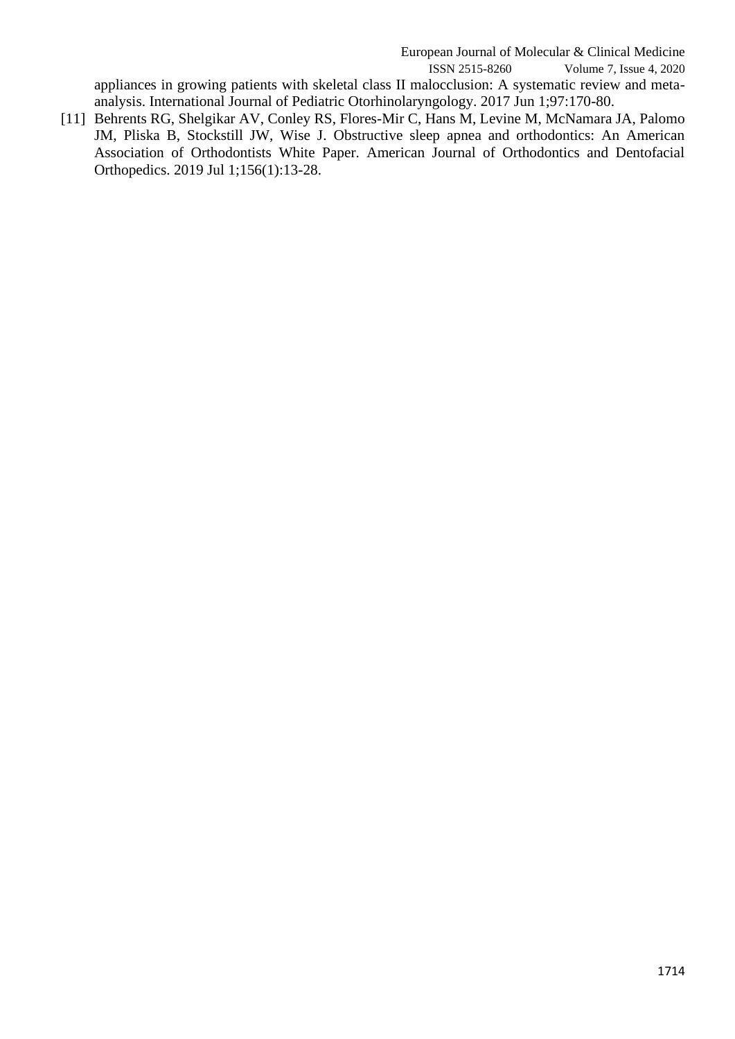appliances in growing patients with skeletal class II malocclusion: A systematic review and meta-analysis. International Journal of Pediatric Otorhinolaryngology. 2017 Jun 1;97:170-80.

[11] Behrents RG, Shelgikar AV, Conley RS, Flores-Mir C, Hans M, Levine M, McNamara JA, Palomo JM, Pliska B, Stockstill JW, Wise J. Obstructive sleep apnea and orthodontics: An American Association of Orthodontists White Paper. American Journal of Orthodontics and Dentofacial Orthopedics. 2019 Jul 1;156(1):13-28.